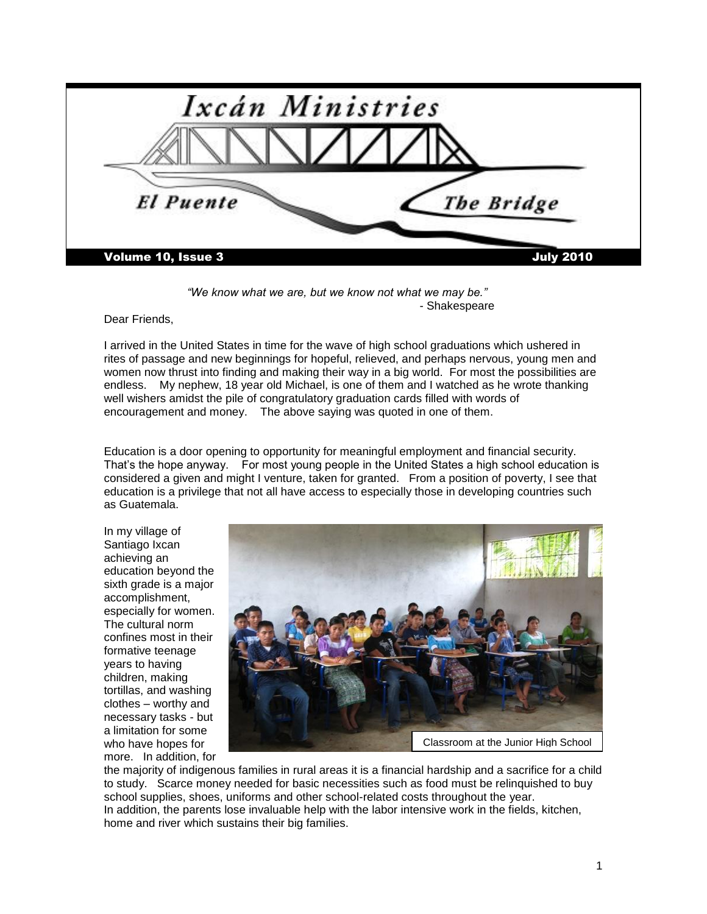# Ixcán Ministries

## El Puente — The Bridge

**Volume 10, Issue 3 — July 2010**

*"We know what we are, but we know not what we may be."*
- Shakespeare

Dear Friends,

I arrived in the United States in time for the wave of high school graduations which ushered in rites of passage and new beginnings for hopeful, relieved, and perhaps nervous, young men and women now thrust into finding and making their way in a big world. For most the possibilities are endless. My nephew, 18 year old Michael, is one of them and I watched as he wrote thanking well wishers amidst the pile of congratulatory graduation cards filled with words of encouragement and money. The above saying was quoted in one of them.

Education is a door opening to opportunity for meaningful employment and financial security. That's the hope anyway. For most young people in the United States a high school education is considered a given and might I venture, taken for granted. From a position of poverty, I see that education is a privilege that not all have access to especially those in developing countries such as Guatemala.

In my village of Santiago Ixcan achieving an education beyond the sixth grade is a major accomplishment, especially for women. The cultural norm confines most in their formative teenage years to having children, making tortillas, and washing clothes – worthy and necessary tasks - but a limitation for some who have hopes for more. In addition, for the majority of indigenous families in rural areas it is a financial hardship and a sacrifice for a child to study. Scarce money needed for basic necessities such as food must be relinquished to buy school supplies, shoes, uniforms and other school-related costs throughout the year. In addition, the parents lose invaluable help with the labor intensive work in the fields, kitchen, home and river which sustains their big families.

Classroom at the Junior High School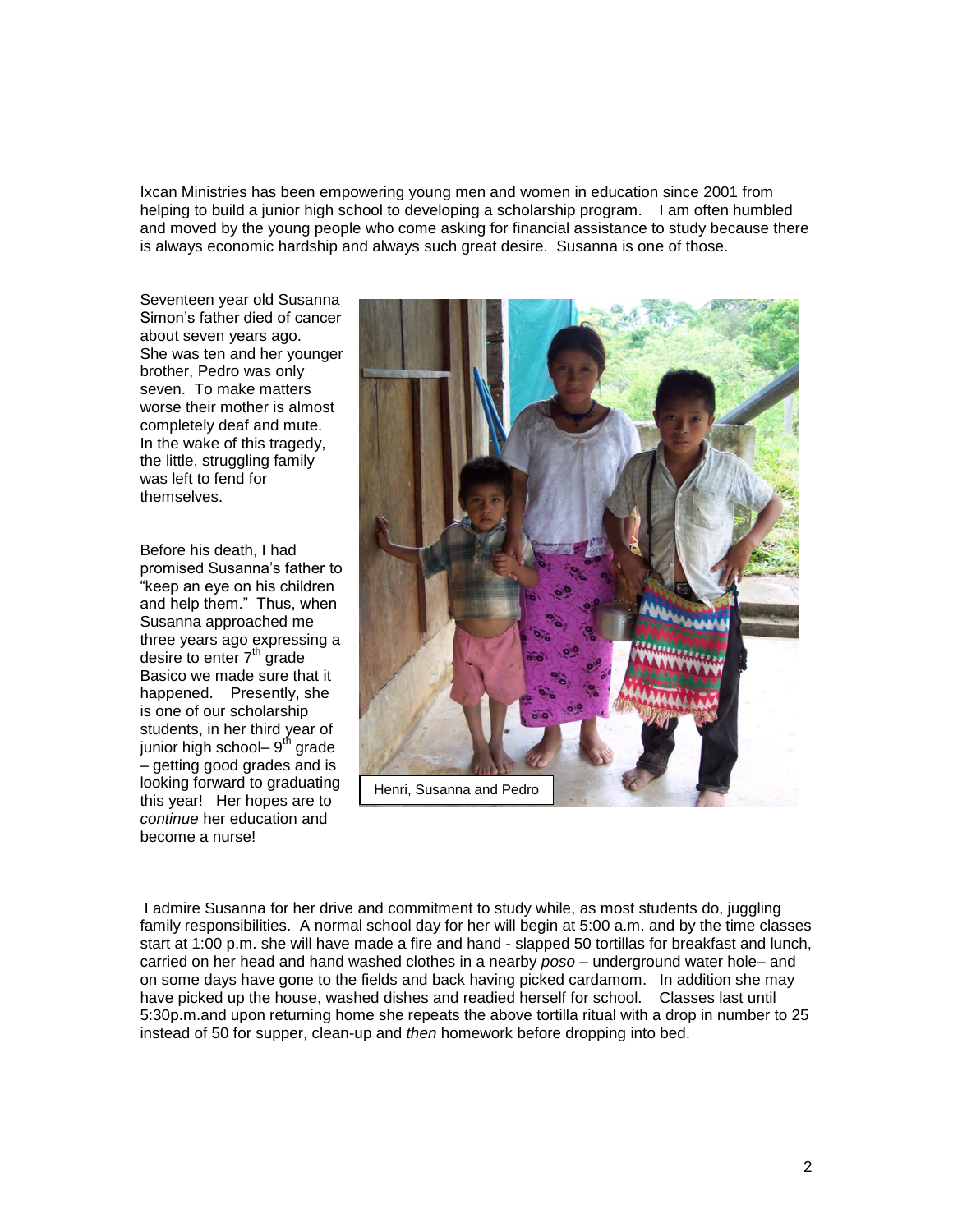Ixcan Ministries has been empowering young men and women in education since 2001 from helping to build a junior high school to developing a scholarship program. I am often humbled and moved by the young people who come asking for financial assistance to study because there is always economic hardship and always such great desire. Susanna is one of those.

Seventeen year old Susanna Simon's father died of cancer about seven years ago. She was ten and her younger brother, Pedro was only seven. To make matters worse their mother is almost completely deaf and mute. In the wake of this tragedy, the little, struggling family was left to fend for themselves.

Before his death, I had promised Susanna's father to "keep an eye on his children and help them." Thus, when Susanna approached me three years ago expressing a desire to enter 7th grade Basico we made sure that it happened. Presently, she is one of our scholarship students, in her third year of junior high school– 9th grade – getting good grades and is looking forward to graduating this year! Her hopes are to *continue* her education and become a nurse!

Henri, Susanna and Pedro

I admire Susanna for her drive and commitment to study while, as most students do, juggling family responsibilities. A normal school day for her will begin at 5:00 a.m. and by the time classes start at 1:00 p.m. she will have made a fire and hand - slapped 50 tortillas for breakfast and lunch, carried on her head and hand washed clothes in a nearby *poso* – underground water hole– and on some days have gone to the fields and back having picked cardamom. In addition she may have picked up the house, washed dishes and readied herself for school. Classes last until 5:30p.m.and upon returning home she repeats the above tortilla ritual with a drop in number to 25 instead of 50 for supper, clean-up and *then* homework before dropping into bed.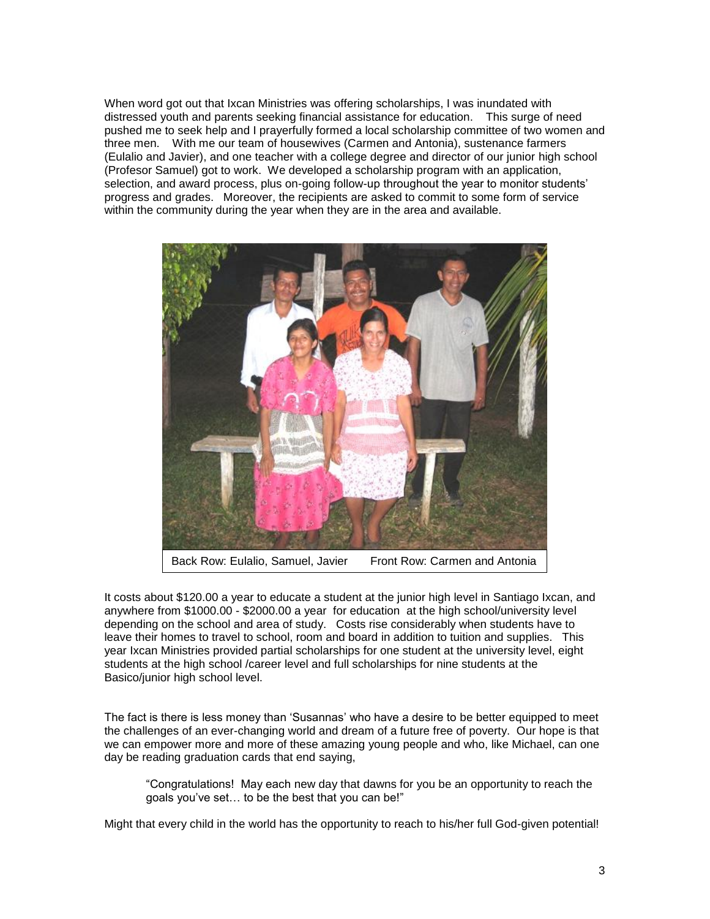When word got out that Ixcan Ministries was offering scholarships, I was inundated with distressed youth and parents seeking financial assistance for education. This surge of need pushed me to seek help and I prayerfully formed a local scholarship committee of two women and three men. With me our team of housewives (Carmen and Antonia), sustenance farmers (Eulalio and Javier), and one teacher with a college degree and director of our junior high school (Profesor Samuel) got to work. We developed a scholarship program with an application, selection, and award process, plus on-going follow-up throughout the year to monitor students' progress and grades. Moreover, the recipients are asked to commit to some form of service within the community during the year when they are in the area and available.

Back Row: Eulalio, Samuel, Javier      Front Row: Carmen and Antonia

It costs about $120.00 a year to educate a student at the junior high level in Santiago Ixcan, and anywhere from $1000.00 - $2000.00 a year for education at the high school/university level depending on the school and area of study. Costs rise considerably when students have to leave their homes to travel to school, room and board in addition to tuition and supplies. This year Ixcan Ministries provided partial scholarships for one student at the university level, eight students at the high school /career level and full scholarships for nine students at the Basico/junior high school level.

The fact is there is less money than 'Susannas' who have a desire to be better equipped to meet the challenges of an ever-changing world and dream of a future free of poverty. Our hope is that we can empower more and more of these amazing young people and who, like Michael, can one day be reading graduation cards that end saying,

> "Congratulations! May each new day that dawns for you be an opportunity to reach the goals you've set… to be the best that you can be!"

Might that every child in the world has the opportunity to reach to his/her full God-given potential!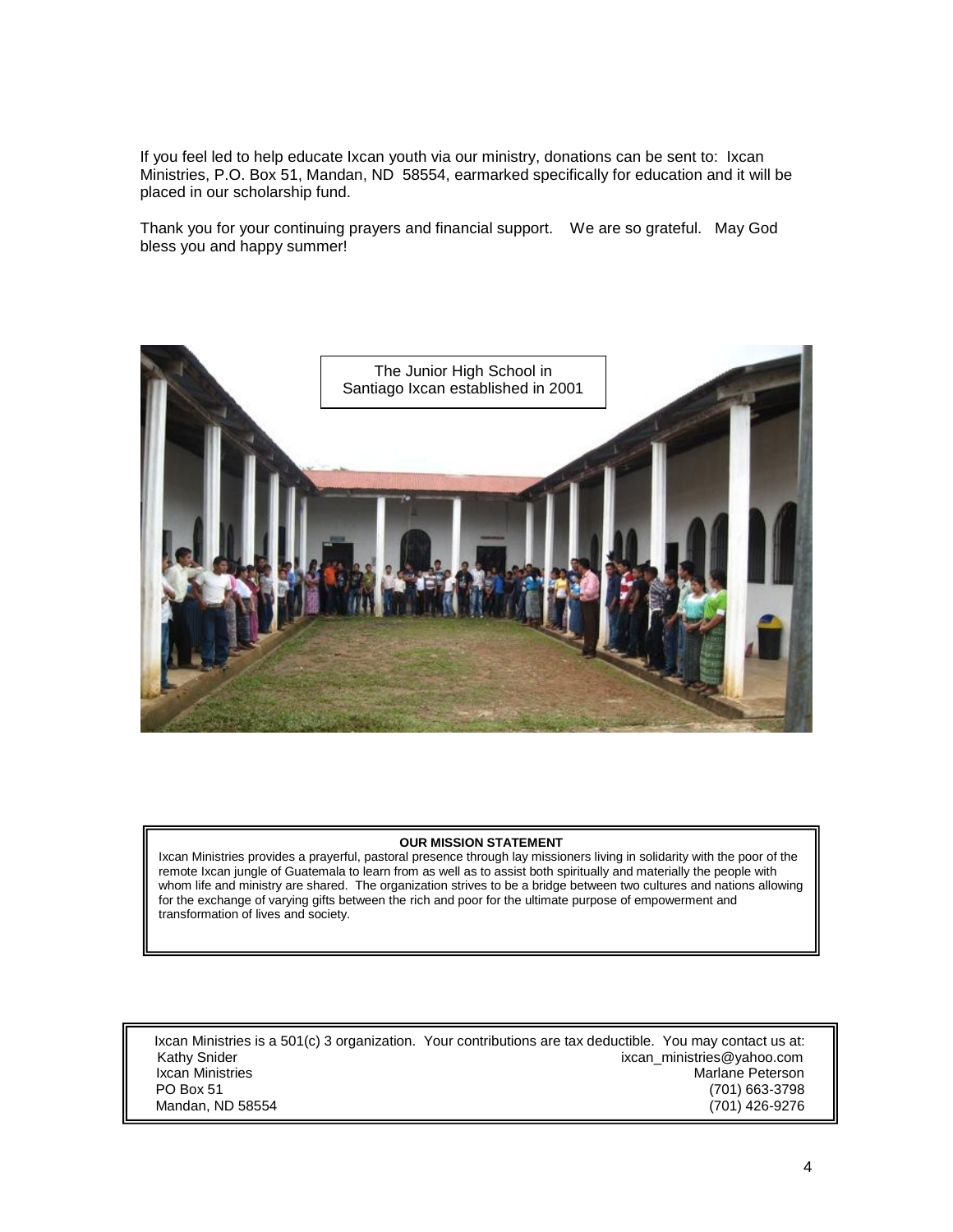If you feel led to help educate Ixcan youth via our ministry, donations can be sent to: Ixcan Ministries, P.O. Box 51, Mandan, ND 58554, earmarked specifically for education and it will be placed in our scholarship fund.

Thank you for your continuing prayers and financial support. We are so grateful. May God bless you and happy summer!

The Junior High School in Santiago Ixcan established in 2001

**OUR MISSION STATEMENT**

Ixcan Ministries provides a prayerful, pastoral presence through lay missioners living in solidarity with the poor of the remote Ixcan jungle of Guatemala to learn from as well as to assist both spiritually and materially the people with whom life and ministry are shared. The organization strives to be a bridge between two cultures and nations allowing for the exchange of varying gifts between the rich and poor for the ultimate purpose of empowerment and transformation of lives and society.

Ixcan Ministries is a 501(c) 3 organization. Your contributions are tax deductible. You may contact us at:

Kathy Snider
Ixcan Ministries
PO Box 51
Mandan, ND 58554

ixcan_ministries@yahoo.com
Marlane Peterson
(701) 663-3798
(701) 426-9276